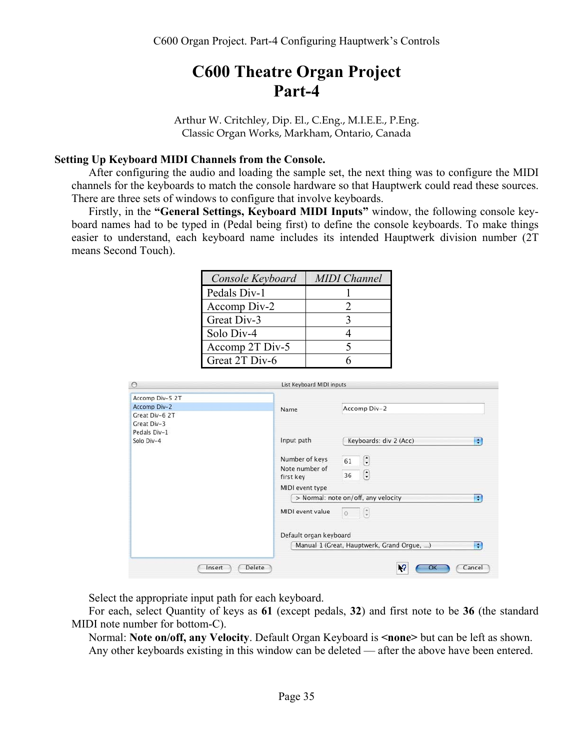# C600 Theatre Organ Project
## Part-4

Arthur W. Critchley, Dip. El., C.Eng., M.I.E.E., P.Eng.
Classic Organ Works, Markham, Ontario, Canada

### Setting Up Keyboard MIDI Channels from the Console.

After configuring the audio and loading the sample set, the next thing was to configure the MIDI channels for the keyboards to match the console hardware so that Hauptwerk could read these sources. There are three sets of windows to configure that involve keyboards.

Firstly, in the **"General Settings, Keyboard MIDI Inputs"** window, the following console keyboard names had to be typed in (Pedal being first) to define the console keyboards. To make things easier to understand, each keyboard name includes its intended Hauptwerk division number (2T means Second Touch).

| *Console Keyboard* | *MIDI Channel* |
|---|---|
| Pedals Div-1 | 1 |
| Accomp Div-2 | 2 |
| Great Div-3 | 3 |
| Solo Div-4 | 4 |
| Accomp 2T Div-5 | 5 |
| Great 2T Div-6 | 6 |

Select the appropriate input path for each keyboard.

For each, select Quantity of keys as **61** (except pedals, **32**) and first note to be **36** (the standard MIDI note number for bottom-C).

Normal: **Note on/off, any Velocity**. Default Organ Keyboard is **<none>** but can be left as shown.

Any other keyboards existing in this window can be deleted — after the above have been entered.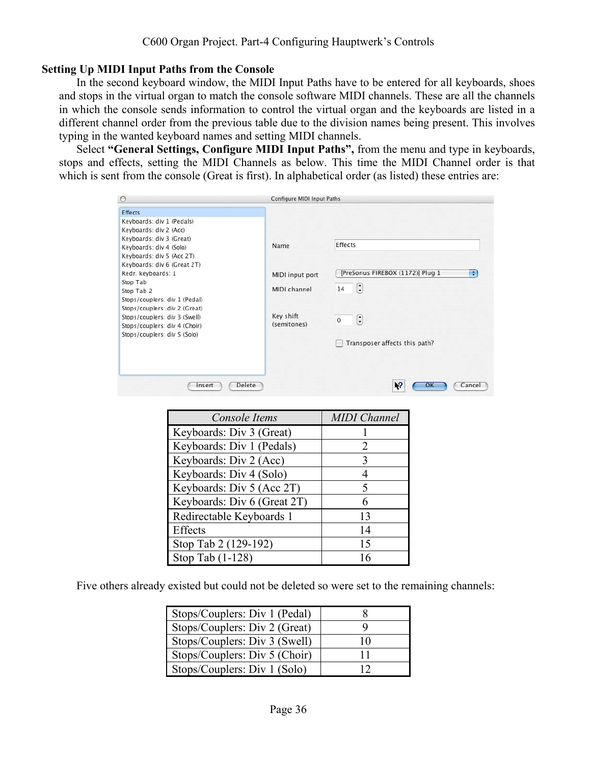## Setting Up MIDI Input Paths from the Console

In the second keyboard window, the MIDI Input Paths have to be entered for all keyboards, shoes and stops in the virtual organ to match the console software MIDI channels. These are all the channels in which the console sends information to control the virtual organ and the keyboards are listed in a different channel order from the previous table due to the division names being present. This involves typing in the wanted keyboard names and setting MIDI channels.

Select **"General Settings, Configure MIDI Input Paths",** from the menu and type in keyboards, stops and effects, setting the MIDI Channels as below. This time the MIDI Channel order is that which is sent from the console (Great is first). In alphabetical order (as listed) these entries are:

| *Console Items* | *MIDI Channel* |
|---|---|
| Keyboards: Div 3 (Great) | 1 |
| Keyboards: Div 1 (Pedals) | 2 |
| Keyboards: Div 2 (Acc) | 3 |
| Keyboards: Div 4 (Solo) | 4 |
| Keyboards: Div 5 (Acc 2T) | 5 |
| Keyboards: Div 6 (Great 2T) | 6 |
| Redirectable Keyboards 1 | 13 |
| Effects | 14 |
| Stop Tab 2 (129-192) | 15 |
| Stop Tab (1-128) | 16 |

Five others already existed but could not be deleted so were set to the remaining channels:

| | |
|---|---|
| Stops/Couplers: Div 1 (Pedal) | 8 |
| Stops/Couplers: Div 2 (Great) | 9 |
| Stops/Couplers: Div 3 (Swell) | 10 |
| Stops/Couplers: Div 5 (Choir) | 11 |
| Stops/Couplers: Div 1 (Solo) | 12 |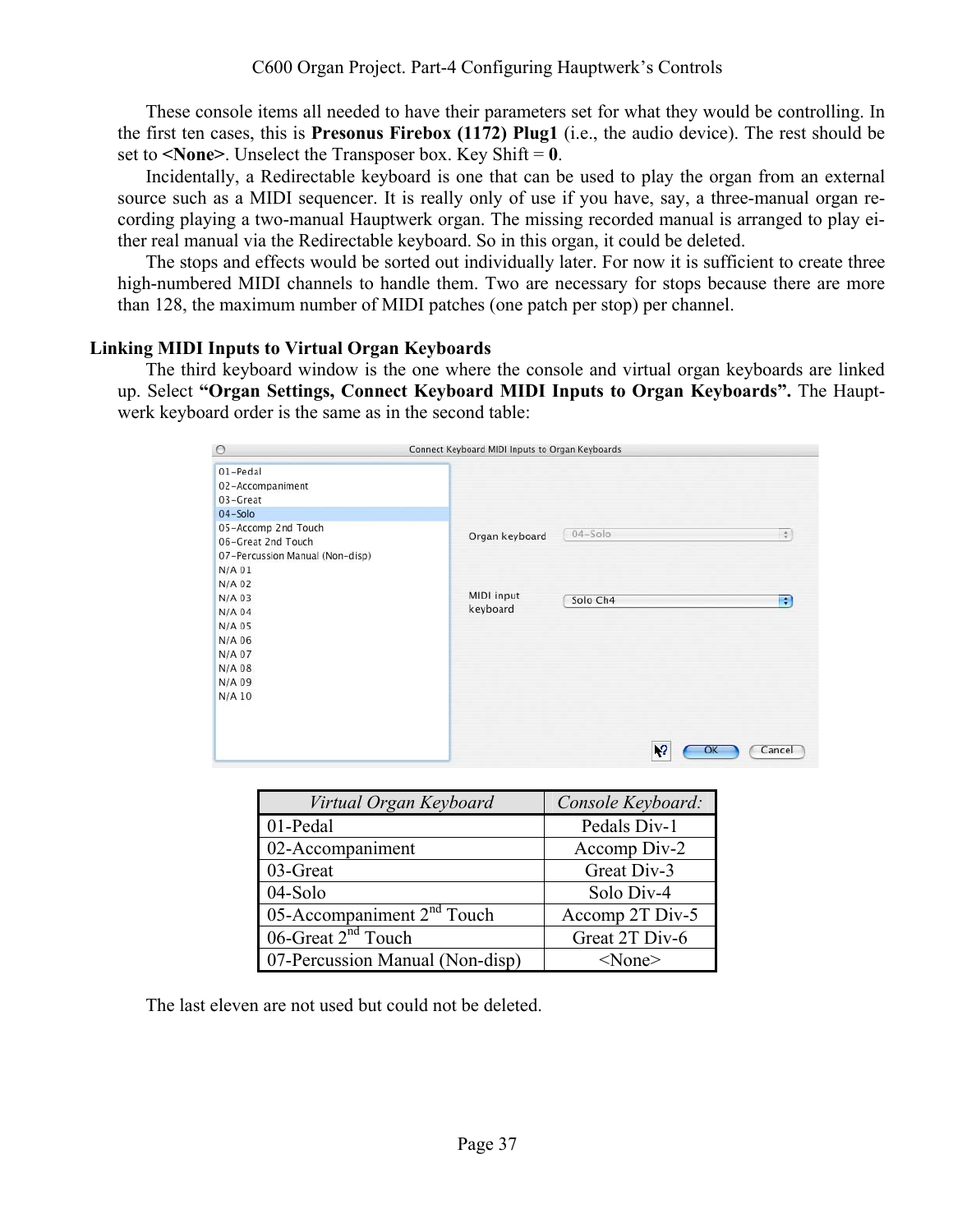These console items all needed to have their parameters set for what they would be controlling. In the first ten cases, this is **Presonus Firebox (1172) Plug1** (i.e., the audio device). The rest should be set to **<None>**. Unselect the Transposer box. Key Shift = **0**.

Incidentally, a Redirectable keyboard is one that can be used to play the organ from an external source such as a MIDI sequencer. It is really only of use if you have, say, a three-manual organ recording playing a two-manual Hauptwerk organ. The missing recorded manual is arranged to play either real manual via the Redirectable keyboard. So in this organ, it could be deleted.

The stops and effects would be sorted out individually later. For now it is sufficient to create three high-numbered MIDI channels to handle them. Two are necessary for stops because there are more than 128, the maximum number of MIDI patches (one patch per stop) per channel.

### Linking MIDI Inputs to Virtual Organ Keyboards

The third keyboard window is the one where the console and virtual organ keyboards are linked up. Select **"Organ Settings, Connect Keyboard MIDI Inputs to Organ Keyboards".** The Hauptwerk keyboard order is the same as in the second table:

| *Virtual Organ Keyboard* | *Console Keyboard:* |
| --- | --- |
| 01-Pedal | Pedals Div-1 |
| 02-Accompaniment | Accomp Div-2 |
| 03-Great | Great Div-3 |
| 04-Solo | Solo Div-4 |
| 05-Accompaniment 2nd Touch | Accomp 2T Div-5 |
| 06-Great 2nd Touch | Great 2T Div-6 |
| 07-Percussion Manual (Non-disp) | <None> |

The last eleven are not used but could not be deleted.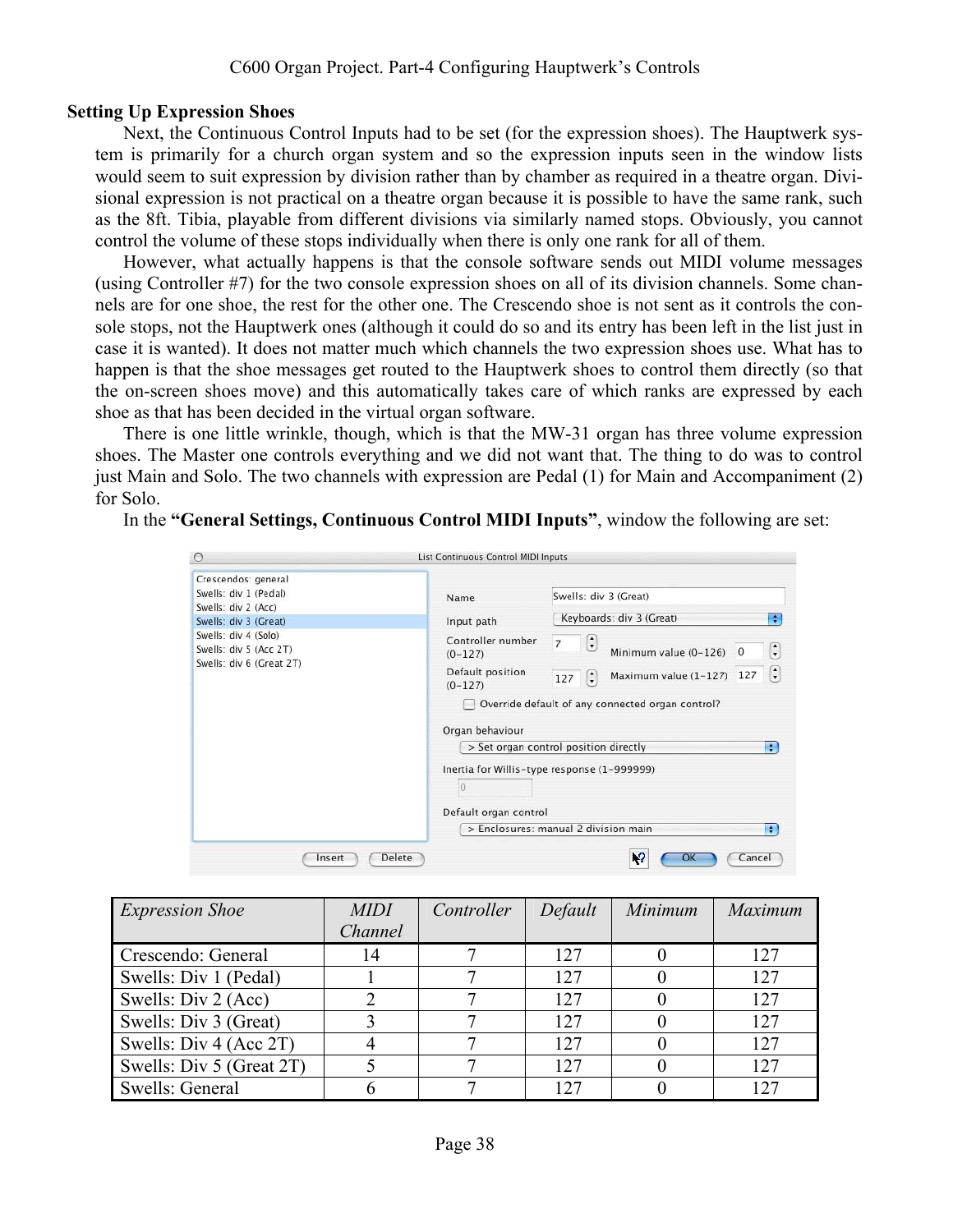### Setting Up Expression Shoes

Next, the Continuous Control Inputs had to be set (for the expression shoes). The Hauptwerk system is primarily for a church organ system and so the expression inputs seen in the window lists would seem to suit expression by division rather than by chamber as required in a theatre organ. Divisional expression is not practical on a theatre organ because it is possible to have the same rank, such as the 8ft. Tibia, playable from different divisions via similarly named stops. Obviously, you cannot control the volume of these stops individually when there is only one rank for all of them.

However, what actually happens is that the console software sends out MIDI volume messages (using Controller #7) for the two console expression shoes on all of its division channels. Some channels are for one shoe, the rest for the other one. The Crescendo shoe is not sent as it controls the console stops, not the Hauptwerk ones (although it could do so and its entry has been left in the list just in case it is wanted). It does not matter much which channels the two expression shoes use. What has to happen is that the shoe messages get routed to the Hauptwerk shoes to control them directly (so that the on-screen shoes move) and this automatically takes care of which ranks are expressed by each shoe as that has been decided in the virtual organ software.

There is one little wrinkle, though, which is that the MW-31 organ has three volume expression shoes. The Master one controls everything and we did not want that. The thing to do was to control just Main and Solo. The two channels with expression are Pedal (1) for Main and Accompaniment (2) for Solo.

In the **"General Settings, Continuous Control MIDI Inputs"**, window the following are set:

| *Expression Shoe* | *MIDI Channel* | *Controller* | *Default* | *Minimum* | *Maximum* |
|---|---|---|---|---|---|
| Crescendo: General | 14 | 7 | 127 | 0 | 127 |
| Swells: Div 1 (Pedal) | 1 | 7 | 127 | 0 | 127 |
| Swells: Div 2 (Acc) | 2 | 7 | 127 | 0 | 127 |
| Swells: Div 3 (Great) | 3 | 7 | 127 | 0 | 127 |
| Swells: Div 4 (Acc 2T) | 4 | 7 | 127 | 0 | 127 |
| Swells: Div 5 (Great 2T) | 5 | 7 | 127 | 0 | 127 |
| Swells: General | 6 | 7 | 127 | 0 | 127 |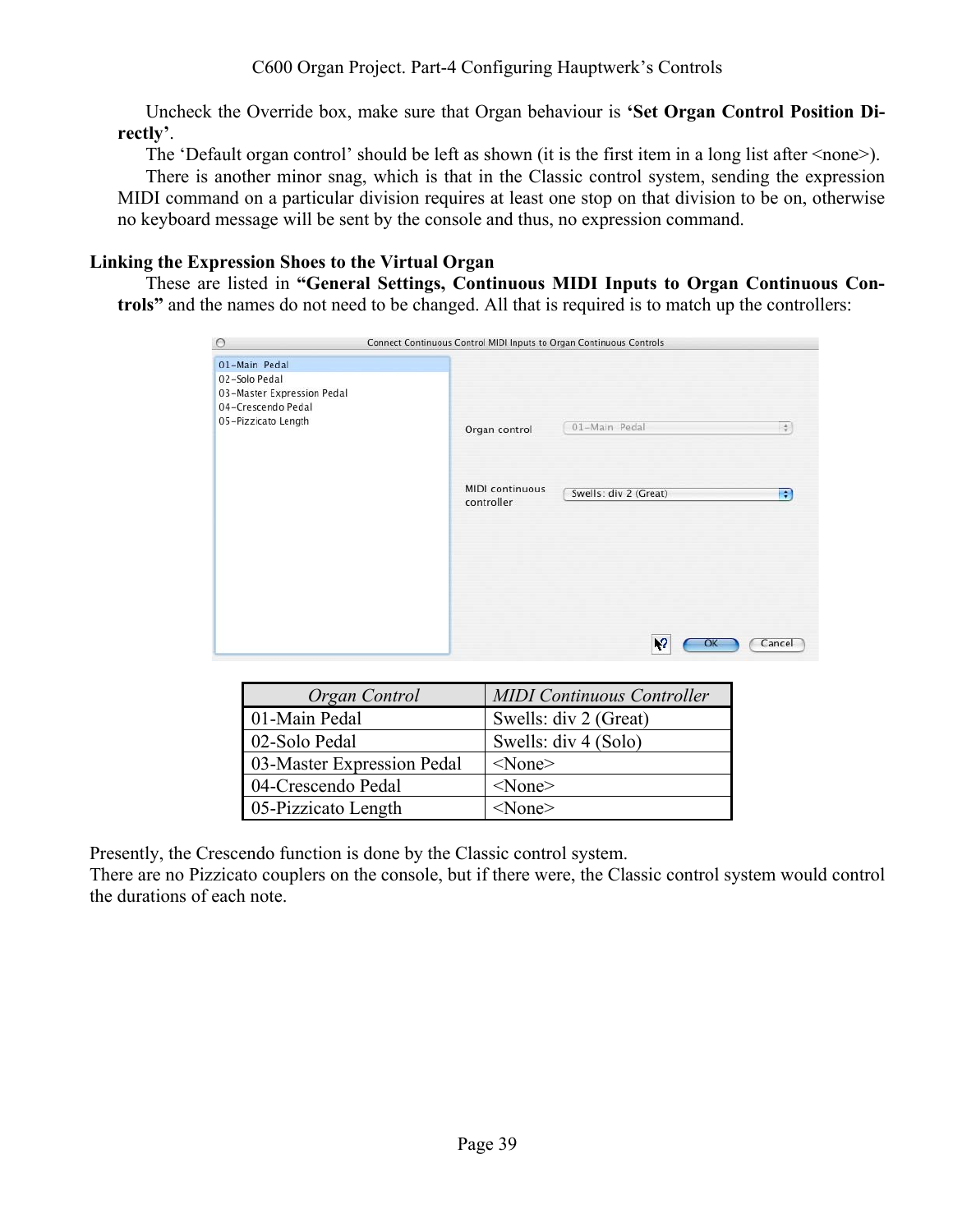Uncheck the Override box, make sure that Organ behaviour is **'Set Organ Control Position Directly'**.

The 'Default organ control' should be left as shown (it is the first item in a long list after <none>).

There is another minor snag, which is that in the Classic control system, sending the expression MIDI command on a particular division requires at least one stop on that division to be on, otherwise no keyboard message will be sent by the console and thus, no expression command.

### Linking the Expression Shoes to the Virtual Organ

These are listed in **"General Settings, Continuous MIDI Inputs to Organ Continuous Controls"** and the names do not need to be changed. All that is required is to match up the controllers:

| *Organ Control* | *MIDI Continuous Controller* |
|---|---|
| 01-Main Pedal | Swells: div 2 (Great) |
| 02-Solo Pedal | Swells: div 4 (Solo) |
| 03-Master Expression Pedal | <None> |
| 04-Crescendo Pedal | <None> |
| 05-Pizzicato Length | <None> |

Presently, the Crescendo function is done by the Classic control system.

There are no Pizzicato couplers on the console, but if there were, the Classic control system would control the durations of each note.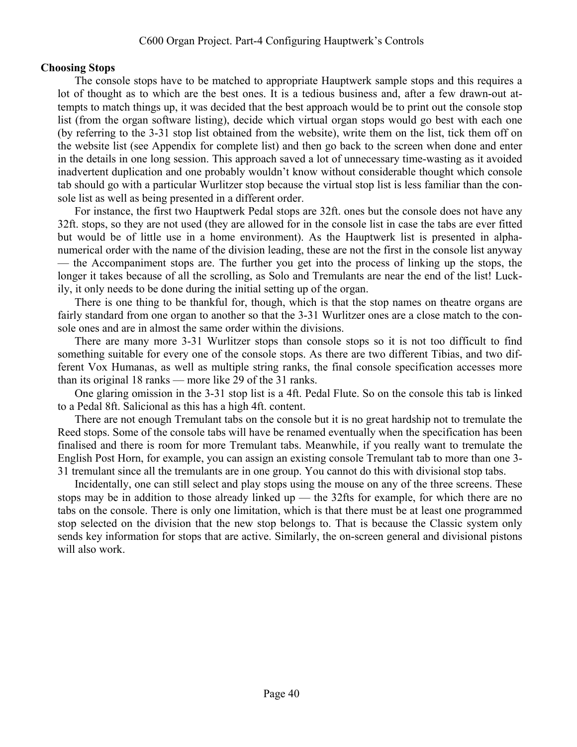## Choosing Stops

The console stops have to be matched to appropriate Hauptwerk sample stops and this requires a lot of thought as to which are the best ones. It is a tedious business and, after a few drawn-out attempts to match things up, it was decided that the best approach would be to print out the console stop list (from the organ software listing), decide which virtual organ stops would go best with each one (by referring to the 3-31 stop list obtained from the website), write them on the list, tick them off on the website list (see Appendix for complete list) and then go back to the screen when done and enter in the details in one long session. This approach saved a lot of unnecessary time-wasting as it avoided inadvertent duplication and one probably wouldn't know without considerable thought which console tab should go with a particular Wurlitzer stop because the virtual stop list is less familiar than the console list as well as being presented in a different order.

For instance, the first two Hauptwerk Pedal stops are 32ft. ones but the console does not have any 32ft. stops, so they are not used (they are allowed for in the console list in case the tabs are ever fitted but would be of little use in a home environment). As the Hauptwerk list is presented in alpha-numerical order with the name of the division leading, these are not the first in the console list anyway — the Accompaniment stops are. The further you get into the process of linking up the stops, the longer it takes because of all the scrolling, as Solo and Tremulants are near the end of the list! Luckily, it only needs to be done during the initial setting up of the organ.

There is one thing to be thankful for, though, which is that the stop names on theatre organs are fairly standard from one organ to another so that the 3-31 Wurlitzer ones are a close match to the console ones and are in almost the same order within the divisions.

There are many more 3-31 Wurlitzer stops than console stops so it is not too difficult to find something suitable for every one of the console stops. As there are two different Tibias, and two different Vox Humanas, as well as multiple string ranks, the final console specification accesses more than its original 18 ranks — more like 29 of the 31 ranks.

One glaring omission in the 3-31 stop list is a 4ft. Pedal Flute. So on the console this tab is linked to a Pedal 8ft. Salicional as this has a high 4ft. content.

There are not enough Tremulant tabs on the console but it is no great hardship not to tremulate the Reed stops. Some of the console tabs will have be renamed eventually when the specification has been finalised and there is room for more Tremulant tabs. Meanwhile, if you really want to tremulate the English Post Horn, for example, you can assign an existing console Tremulant tab to more than one 3-31 tremulant since all the tremulants are in one group. You cannot do this with divisional stop tabs.

Incidentally, one can still select and play stops using the mouse on any of the three screens. These stops may be in addition to those already linked up — the 32fts for example, for which there are no tabs on the console. There is only one limitation, which is that there must be at least one programmed stop selected on the division that the new stop belongs to. That is because the Classic system only sends key information for stops that are active. Similarly, the on-screen general and divisional pistons will also work.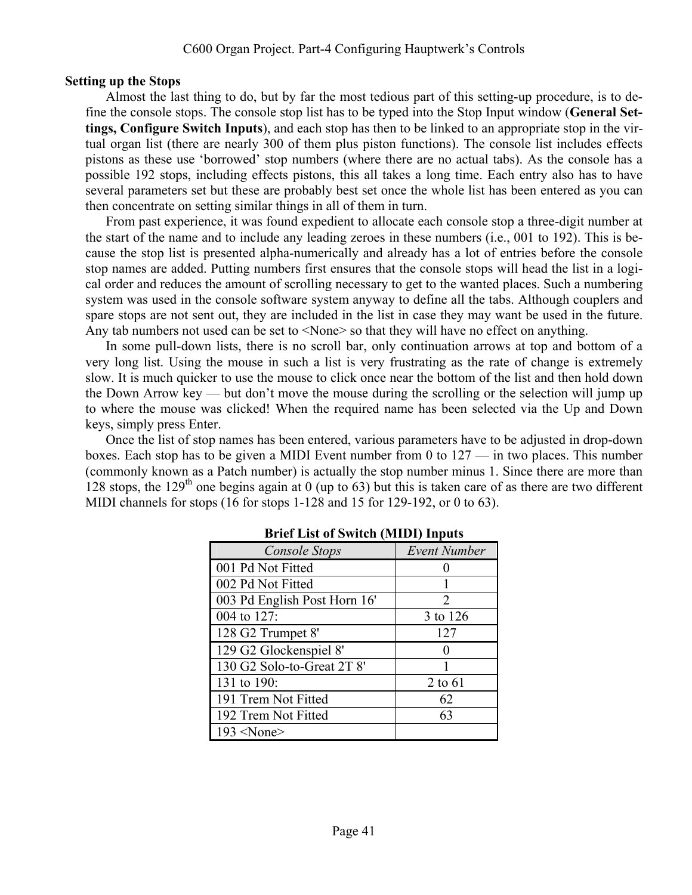## Setting up the Stops

Almost the last thing to do, but by far the most tedious part of this setting-up procedure, is to define the console stops. The console stop list has to be typed into the Stop Input window (**General Settings, Configure Switch Inputs**), and each stop has then to be linked to an appropriate stop in the virtual organ list (there are nearly 300 of them plus piston functions). The console list includes effects pistons as these use 'borrowed' stop numbers (where there are no actual tabs). As the console has a possible 192 stops, including effects pistons, this all takes a long time. Each entry also has to have several parameters set but these are probably best set once the whole list has been entered as you can then concentrate on setting similar things in all of them in turn.

From past experience, it was found expedient to allocate each console stop a three-digit number at the start of the name and to include any leading zeroes in these numbers (i.e., 001 to 192). This is because the stop list is presented alpha-numerically and already has a lot of entries before the console stop names are added. Putting numbers first ensures that the console stops will head the list in a logical order and reduces the amount of scrolling necessary to get to the wanted places. Such a numbering system was used in the console software system anyway to define all the tabs. Although couplers and spare stops are not sent out, they are included in the list in case they may want be used in the future. Any tab numbers not used can be set to <None> so that they will have no effect on anything.

In some pull-down lists, there is no scroll bar, only continuation arrows at top and bottom of a very long list. Using the mouse in such a list is very frustrating as the rate of change is extremely slow. It is much quicker to use the mouse to click once near the bottom of the list and then hold down the Down Arrow key — but don't move the mouse during the scrolling or the selection will jump up to where the mouse was clicked! When the required name has been selected via the Up and Down keys, simply press Enter.

Once the list of stop names has been entered, various parameters have to be adjusted in drop-down boxes. Each stop has to be given a MIDI Event number from 0 to 127 — in two places. This number (commonly known as a Patch number) is actually the stop number minus 1. Since there are more than 128 stops, the 129th one begins again at 0 (up to 63) but this is taken care of as there are two different MIDI channels for stops (16 for stops 1-128 and 15 for 129-192, or 0 to 63).

**Brief List of Switch (MIDI) Inputs**

| *Console Stops* | *Event Number* |
|---|---|
| 001 Pd Not Fitted | 0 |
| 002 Pd Not Fitted | 1 |
| 003 Pd English Post Horn 16' | 2 |
| 004 to 127: | 3 to 126 |
| 128 G2 Trumpet 8' | 127 |
| 129 G2 Glockenspiel 8' | 0 |
| 130 G2 Solo-to-Great 2T 8' | 1 |
| 131 to 190: | 2 to 61 |
| 191 Trem Not Fitted | 62 |
| 192 Trem Not Fitted | 63 |
| 193 <None> | |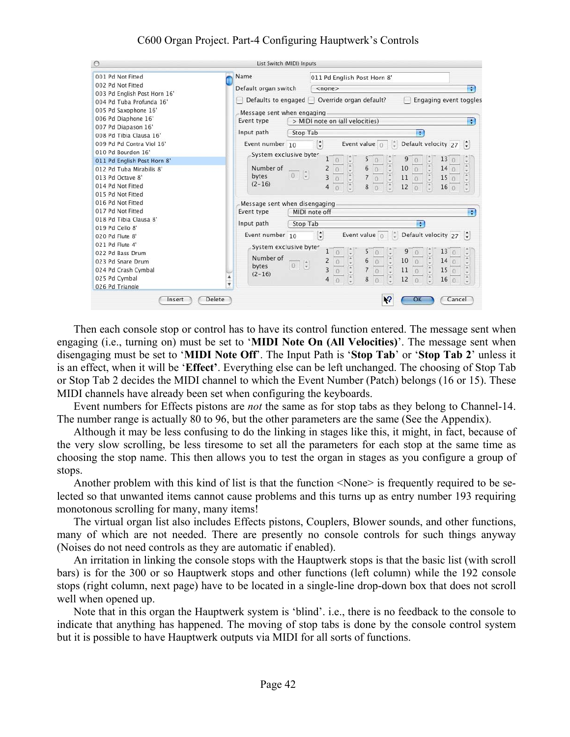Then each console stop or control has to have its control function entered. The message sent when engaging (i.e., turning on) must be set to '**MIDI Note On (All Velocities)**'. The message sent when disengaging must be set to '**MIDI Note Off**'. The Input Path is '**Stop Tab**' or '**Stop Tab 2**' unless it is an effect, when it will be '**Effect**'. Everything else can be left unchanged. The choosing of Stop Tab or Stop Tab 2 decides the MIDI channel to which the Event Number (Patch) belongs (16 or 15). These MIDI channels have already been set when configuring the keyboards.

Event numbers for Effects pistons are *not* the same as for stop tabs as they belong to Channel-14. The number range is actually 80 to 96, but the other parameters are the same (See the Appendix).

Although it may be less confusing to do the linking in stages like this, it might, in fact, because of the very slow scrolling, be less tiresome to set all the parameters for each stop at the same time as choosing the stop name. This then allows you to test the organ in stages as you configure a group of stops.

Another problem with this kind of list is that the function <None> is frequently required to be selected so that unwanted items cannot cause problems and this turns up as entry number 193 requiring monotonous scrolling for many, many items!

The virtual organ list also includes Effects pistons, Couplers, Blower sounds, and other functions, many of which are not needed. There are presently no console controls for such things anyway (Noises do not need controls as they are automatic if enabled).

An irritation in linking the console stops with the Hauptwerk stops is that the basic list (with scroll bars) is for the 300 or so Hauptwerk stops and other functions (left column) while the 192 console stops (right column, next page) have to be located in a single-line drop-down box that does not scroll well when opened up.

Note that in this organ the Hauptwerk system is 'blind'. i.e., there is no feedback to the console to indicate that anything has happened. The moving of stop tabs is done by the console control system but it is possible to have Hauptwerk outputs via MIDI for all sorts of functions.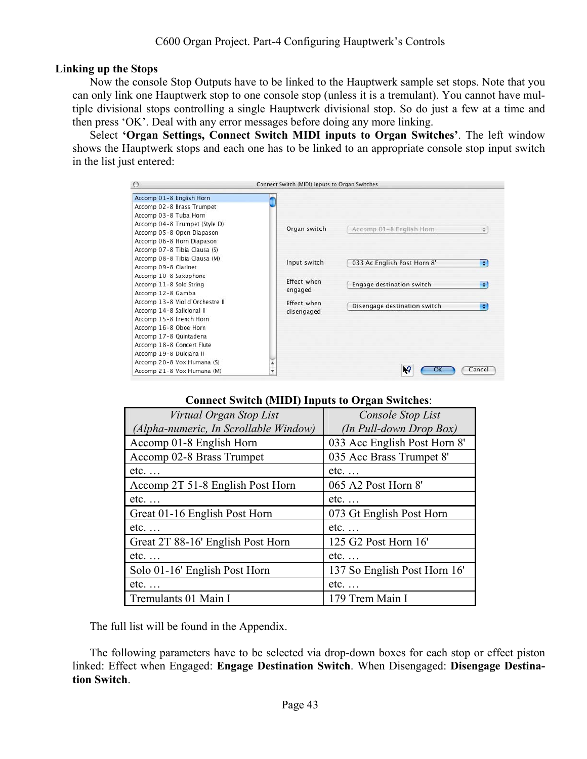## Linking up the Stops

Now the console Stop Outputs have to be linked to the Hauptwerk sample set stops. Note that you can only link one Hauptwerk stop to one console stop (unless it is a tremulant). You cannot have multiple divisional stops controlling a single Hauptwerk divisional stop. So do just a few at a time and then press 'OK'. Deal with any error messages before doing any more linking.

Select **'Organ Settings, Connect Switch MIDI inputs to Organ Switches'**. The left window shows the Hauptwerk stops and each one has to be linked to an appropriate console stop input switch in the list just entered:

**Connect Switch (MIDI) Inputs to Organ Switches**:

| *Virtual Organ Stop List (Alpha-numeric, In Scrollable Window)* | *Console Stop List (In Pull-down Drop Box)* |
|---|---|
| Accomp 01-8 English Horn | 033 Acc English Post Horn 8' |
| Accomp 02-8 Brass Trumpet | 035 Acc Brass Trumpet 8' |
| etc. … | etc. … |
| Accomp 2T 51-8 English Post Horn | 065 A2 Post Horn 8' |
| etc. … | etc. … |
| Great 01-16 English Post Horn | 073 Gt English Post Horn |
| etc. … | etc. … |
| Great 2T 88-16' English Post Horn | 125 G2 Post Horn 16' |
| etc. … | etc. … |
| Solo 01-16' English Post Horn | 137 So English Post Horn 16' |
| etc. … | etc. … |
| Tremulants 01 Main I | 179 Trem Main I |

The full list will be found in the Appendix.

The following parameters have to be selected via drop-down boxes for each stop or effect piston linked: Effect when Engaged: **Engage Destination Switch**. When Disengaged: **Disengage Destination Switch**.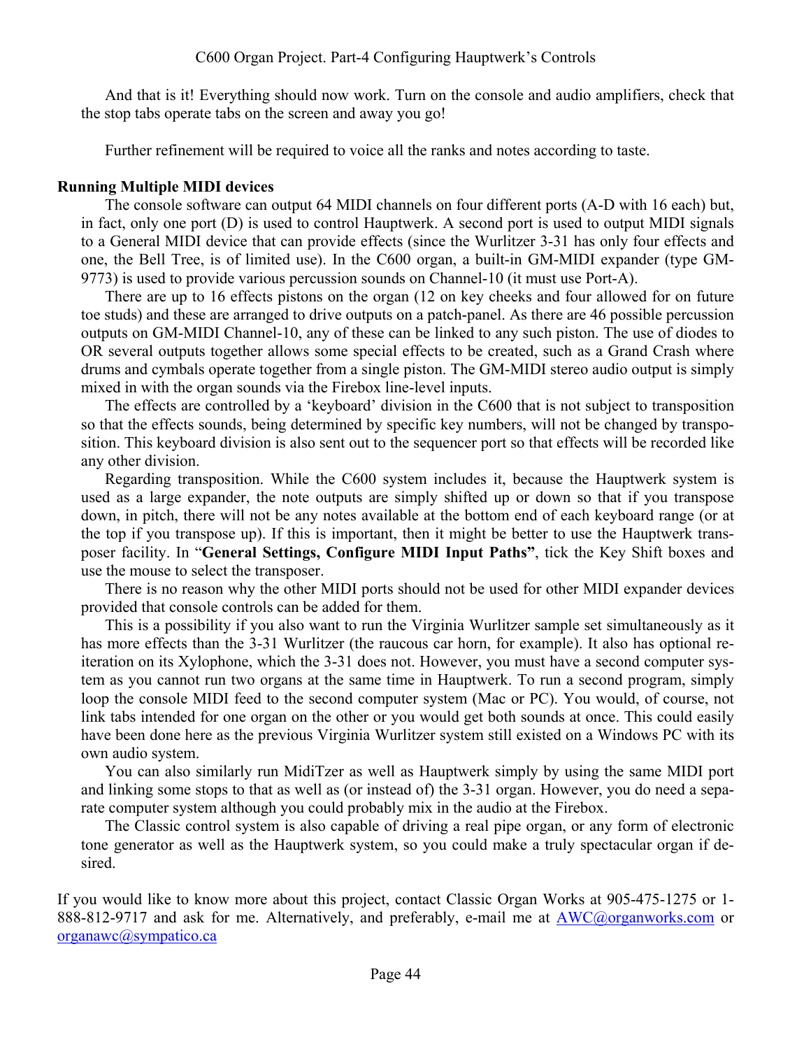And that is it! Everything should now work. Turn on the console and audio amplifiers, check that the stop tabs operate tabs on the screen and away you go!

Further refinement will be required to voice all the ranks and notes according to taste.

**Running Multiple MIDI devices**

The console software can output 64 MIDI channels on four different ports (A-D with 16 each) but, in fact, only one port (D) is used to control Hauptwerk. A second port is used to output MIDI signals to a General MIDI device that can provide effects (since the Wurlitzer 3-31 has only four effects and one, the Bell Tree, is of limited use). In the C600 organ, a built-in GM-MIDI expander (type GM-9773) is used to provide various percussion sounds on Channel-10 (it must use Port-A).

There are up to 16 effects pistons on the organ (12 on key cheeks and four allowed for on future toe studs) and these are arranged to drive outputs on a patch-panel. As there are 46 possible percussion outputs on GM-MIDI Channel-10, any of these can be linked to any such piston. The use of diodes to OR several outputs together allows some special effects to be created, such as a Grand Crash where drums and cymbals operate together from a single piston. The GM-MIDI stereo audio output is simply mixed in with the organ sounds via the Firebox line-level inputs.

The effects are controlled by a 'keyboard' division in the C600 that is not subject to transposition so that the effects sounds, being determined by specific key numbers, will not be changed by transposition. This keyboard division is also sent out to the sequencer port so that effects will be recorded like any other division.

Regarding transposition. While the C600 system includes it, because the Hauptwerk system is used as a large expander, the note outputs are simply shifted up or down so that if you transpose down, in pitch, there will not be any notes available at the bottom end of each keyboard range (or at the top if you transpose up). If this is important, then it might be better to use the Hauptwerk transposer facility. In "**General Settings, Configure MIDI Input Paths"**, tick the Key Shift boxes and use the mouse to select the transposer.

There is no reason why the other MIDI ports should not be used for other MIDI expander devices provided that console controls can be added for them.

This is a possibility if you also want to run the Virginia Wurlitzer sample set simultaneously as it has more effects than the 3-31 Wurlitzer (the raucous car horn, for example). It also has optional re-iteration on its Xylophone, which the 3-31 does not. However, you must have a second computer system as you cannot run two organs at the same time in Hauptwerk. To run a second program, simply loop the console MIDI feed to the second computer system (Mac or PC). You would, of course, not link tabs intended for one organ on the other or you would get both sounds at once. This could easily have been done here as the previous Virginia Wurlitzer system still existed on a Windows PC with its own audio system.

You can also similarly run MidiTzer as well as Hauptwerk simply by using the same MIDI port and linking some stops to that as well as (or instead of) the 3-31 organ. However, you do need a separate computer system although you could probably mix in the audio at the Firebox.

The Classic control system is also capable of driving a real pipe organ, or any form of electronic tone generator as well as the Hauptwerk system, so you could make a truly spectacular organ if desired.

If you would like to know more about this project, contact Classic Organ Works at 905-475-1275 or 1-888-812-9717 and ask for me. Alternatively, and preferably, e-mail me at AWC@organworks.com or organawc@sympatico.ca